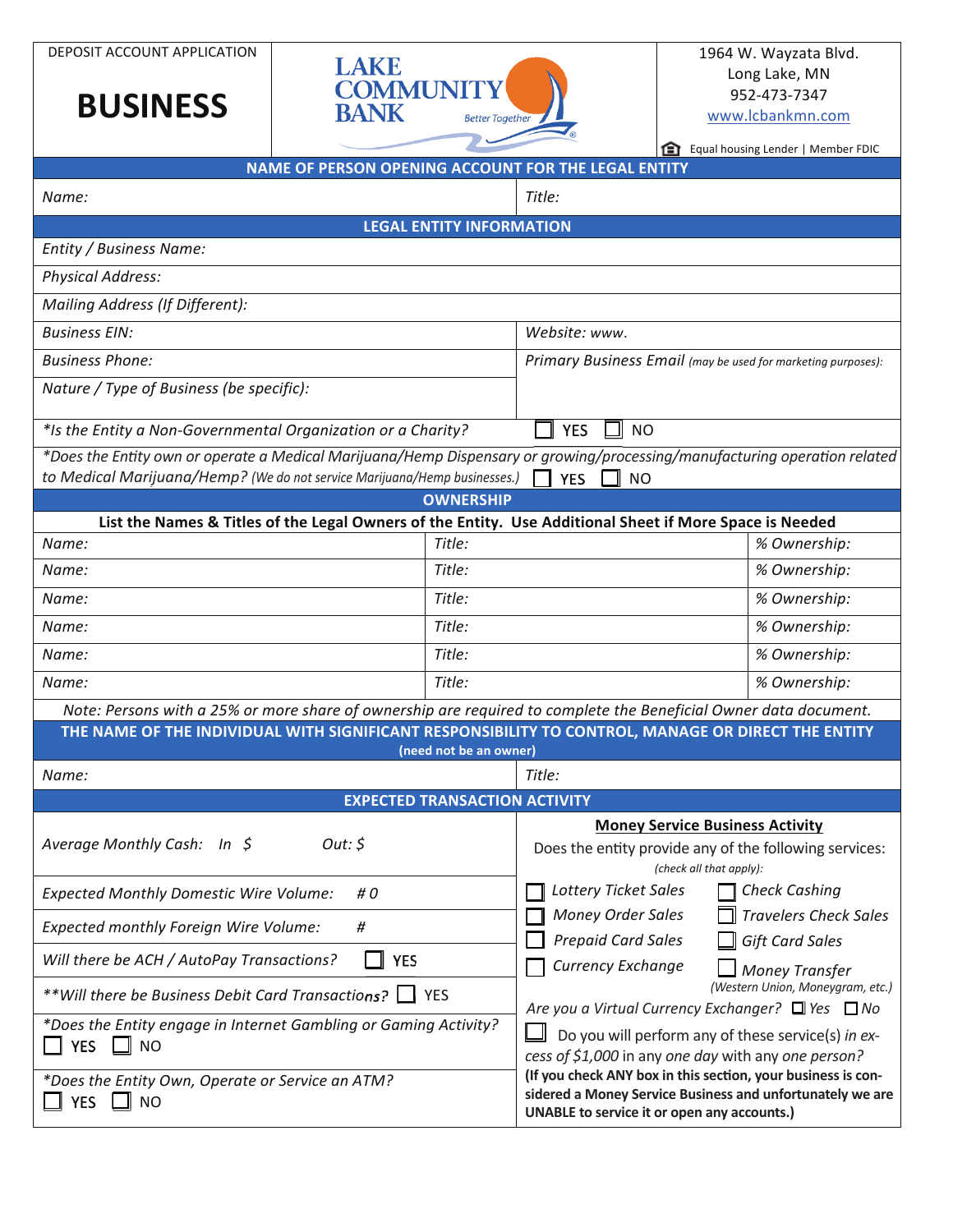DEPOSIT ACCOUNT APPLICATION

# BUSINESS

LAKE COMMUNITY BANK *Better Together*

1964 W. Wayzata Blvd.
Long Lake, MN
952-473-7347
www.lcbankmn.com

Equal housing Lender | Member FDIC

## NAME OF PERSON OPENING ACCOUNT FOR THE LEGAL ENTITY

| *Name:* | *Title:* |
|---|---|

## LEGAL ENTITY INFORMATION

| | |
|---|---|
| *Entity / Business Name:* | |
| *Physical Address:* | |
| *Mailing Address (If Different):* | |
| *Business EIN:* | *Website: www.* |
| *Business Phone:* | *Primary Business Email (may be used for marketing purposes):* |
| *Nature / Type of Business (be specific):* | |
| *\*Is the Entity a Non-Governmental Organization or a Charity?* | ☐ YES ☐ NO |

*\*Does the Entity own or operate a Medical Marijuana/Hemp Dispensary or growing/processing/manufacturing operation related to Medical Marijuana/Hemp? (We do not service Marijuana/Hemp businesses.)* ☐ YES ☐ NO

## OWNERSHIP

**List the Names & Titles of the Legal Owners of the Entity. Use Additional Sheet if More Space is Needed**

| | | |
|---|---|---|
| *Name:* | *Title:* | *% Ownership:* |
| *Name:* | *Title:* | *% Ownership:* |
| *Name:* | *Title:* | *% Ownership:* |
| *Name:* | *Title:* | *% Ownership:* |
| *Name:* | *Title:* | *% Ownership:* |
| *Name:* | *Title:* | *% Ownership:* |

*Note: Persons with a 25% or more share of ownership are required to complete the Beneficial Owner data document.*

## THE NAME OF THE INDIVIDUAL WITH SIGNIFICANT RESPONSIBILITY TO CONTROL, MANAGE OR DIRECT THE ENTITY

**(need not be an owner)**

| *Name:* | *Title:* |
|---|---|

## EXPECTED TRANSACTION ACTIVITY

*Average Monthly Cash: In $ Out: $*

*Expected Monthly Domestic Wire Volume: # 0*

*Expected monthly Foreign Wire Volume: #*

*Will there be ACH / AutoPay Transactions?* ☐ YES

*\*\*Will there be Business Debit Card Transactions?* ☐ YES

*\*Does the Entity engage in Internet Gambling or Gaming Activity?* ☐ YES ☐ NO

*\*Does the Entity Own, Operate or Service an ATM?* ☐ YES ☐ NO

**Money Service Business Activity**

Does the entity provide any of the following services:
*(check all that apply):*

| | |
|---|---|
| ☐ *Lottery Ticket Sales* | ☐ *Check Cashing* |
| ☐ *Money Order Sales* | ☐ *Travelers Check Sales* |
| ☐ *Prepaid Card Sales* | ☐ *Gift Card Sales* |
| ☐ *Currency Exchange* | ☐ *Money Transfer (Western Union, Moneygram, etc.)* |

*Are you a Virtual Currency Exchanger?* ☐ *Yes* ☐ *No*

☐ Do you will perform any of these service(s) *in excess of $1,000* in any *one day* with any *one person?*

**(If you check ANY box in this section, your business is considered a Money Service Business and unfortunately we are UNABLE to service it or open any accounts.)**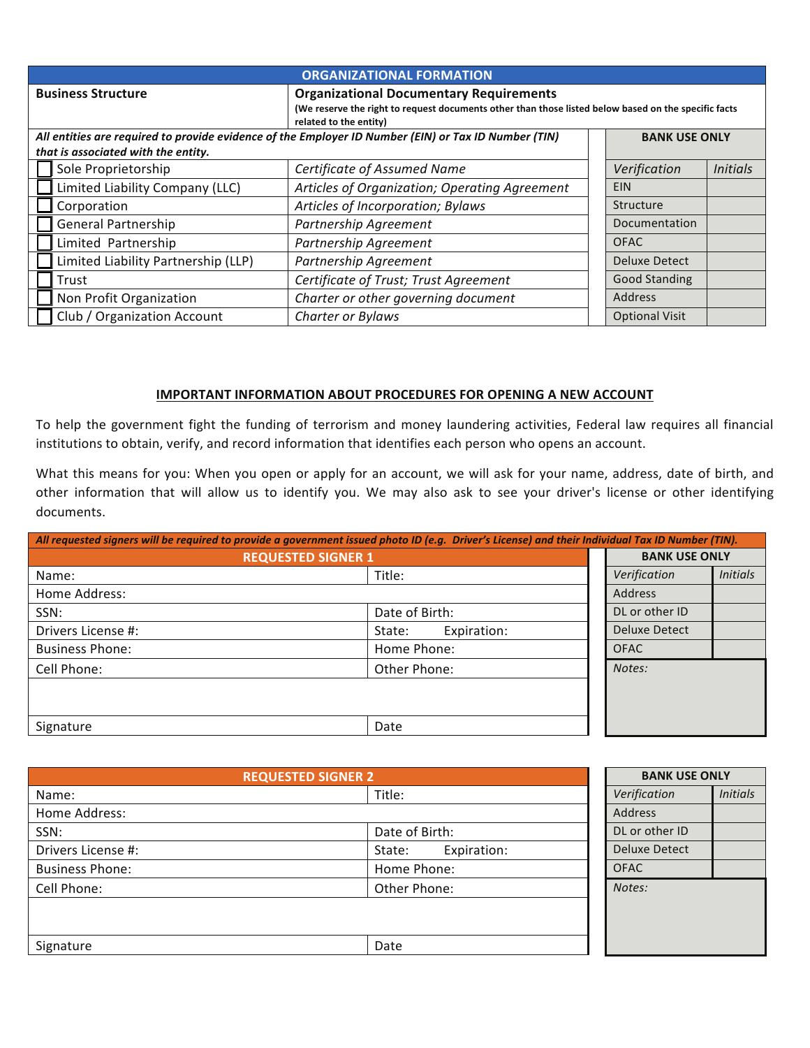## ORGANIZATIONAL FORMATION

| Business Structure | Organizational Documentary Requirements (We reserve the right to request documents other than those listed below based on the specific facts related to the entity) | | |
|---|---|---|---|
| ***All entities are required to provide evidence of the Employer ID Number (EIN) or Tax ID Number (TIN) that is associated with the entity.*** | | **BANK USE ONLY** | |
| | | *Verification* | *Initials* |
| ☐ Sole Proprietorship | *Certificate of Assumed Name* | EIN | |
| ☐ Limited Liability Company (LLC) | *Articles of Organization; Operating Agreement* | Structure | |
| ☐ Corporation | *Articles of Incorporation; Bylaws* | Documentation | |
| ☐ General Partnership | *Partnership Agreement* | OFAC | |
| ☐ Limited Partnership | *Partnership Agreement* | Deluxe Detect | |
| ☐ Limited Liability Partnership (LLP) | *Partnership Agreement* | Good Standing | |
| ☐ Trust | *Certificate of Trust; Trust Agreement* | Address | |
| ☐ Non Profit Organization | *Charter or other governing document* | Optional Visit | |
| ☐ Club / Organization Account | *Charter or Bylaws* | | |

## IMPORTANT INFORMATION ABOUT PROCEDURES FOR OPENING A NEW ACCOUNT

To help the government fight the funding of terrorism and money laundering activities, Federal law requires all financial institutions to obtain, verify, and record information that identifies each person who opens an account.

What this means for you: When you open or apply for an account, we will ask for your name, address, date of birth, and other information that will allow us to identify you. We may also ask to see your driver's license or other identifying documents.

***All requested signers will be required to provide a government issued photo ID (e.g. Driver's License) and their Individual Tax ID Number (TIN).***

| REQUESTED SIGNER 1 | | **BANK USE ONLY** | |
|---|---|---|---|
| Name: | Title: | *Verification* | *Initials* |
| Home Address: | | Address | |
| SSN: | Date of Birth: | DL or other ID | |
| Drivers License #: | State: Expiration: | Deluxe Detect | |
| Business Phone: | Home Phone: | OFAC | |
| Cell Phone: | Other Phone: | *Notes:* | |
| | | | |
| Signature | Date | | |

| REQUESTED SIGNER 2 | | **BANK USE ONLY** | |
|---|---|---|---|
| Name: | Title: | *Verification* | *Initials* |
| Home Address: | | Address | |
| SSN: | Date of Birth: | DL or other ID | |
| Drivers License #: | State: Expiration: | Deluxe Detect | |
| Business Phone: | Home Phone: | OFAC | |
| Cell Phone: | Other Phone: | *Notes:* | |
| | | | |
| Signature | Date | | |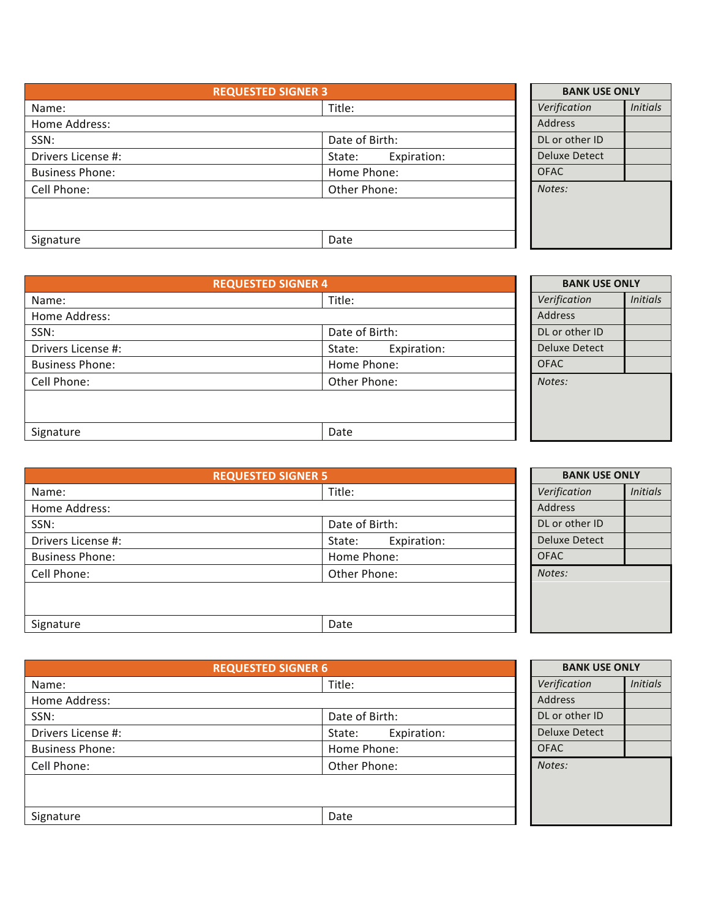| REQUESTED SIGNER 3 | |
|---|---|
| Name: | Title: |
| Home Address: | |
| SSN: | Date of Birth: |
| Drivers License #: | State: Expiration: |
| Business Phone: | Home Phone: |
| Cell Phone: | Other Phone: |
| | |
| Signature | Date |

| BANK USE ONLY | |
|---|---|
| *Verification* | *Initials* |
| Address | |
| DL or other ID | |
| Deluxe Detect | |
| OFAC | |
| *Notes:* | |

| REQUESTED SIGNER 4 | |
|---|---|
| Name: | Title: |
| Home Address: | |
| SSN: | Date of Birth: |
| Drivers License #: | State: Expiration: |
| Business Phone: | Home Phone: |
| Cell Phone: | Other Phone: |
| | |
| Signature | Date |

| BANK USE ONLY | |
|---|---|
| *Verification* | *Initials* |
| Address | |
| DL or other ID | |
| Deluxe Detect | |
| OFAC | |
| *Notes:* | |

| REQUESTED SIGNER 5 | |
|---|---|
| Name: | Title: |
| Home Address: | |
| SSN: | Date of Birth: |
| Drivers License #: | State: Expiration: |
| Business Phone: | Home Phone: |
| Cell Phone: | Other Phone: |
| | |
| Signature | Date |

| BANK USE ONLY | |
|---|---|
| *Verification* | *Initials* |
| Address | |
| DL or other ID | |
| Deluxe Detect | |
| OFAC | |
| *Notes:* | |

| REQUESTED SIGNER 6 | |
|---|---|
| Name: | Title: |
| Home Address: | |
| SSN: | Date of Birth: |
| Drivers License #: | State: Expiration: |
| Business Phone: | Home Phone: |
| Cell Phone: | Other Phone: |
| | |
| Signature | Date |

| BANK USE ONLY | |
|---|---|
| *Verification* | *Initials* |
| Address | |
| DL or other ID | |
| Deluxe Detect | |
| OFAC | |
| *Notes:* | |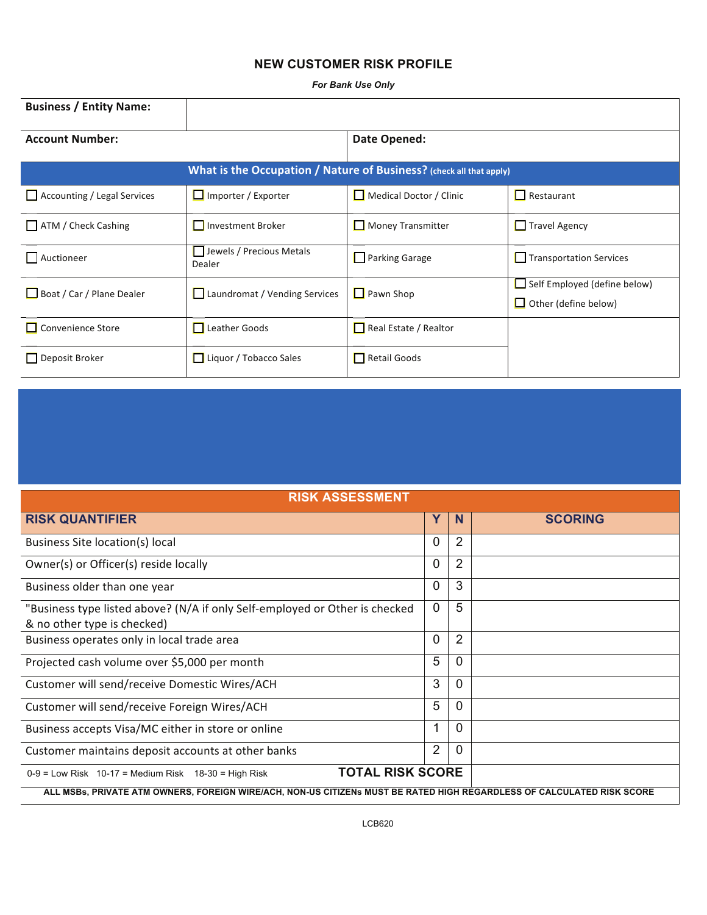## NEW CUSTOMER RISK PROFILE

***For Bank Use Only***

| | | | |
|---|---|---|---|
| **Business / Entity Name:** | | | |
| **Account Number:** | | **Date Opened:** | |

**What is the Occupation / Nature of Business?** (check all that apply)

| | | | |
|---|---|---|---|
| ☐ Accounting / Legal Services | ☐ Importer / Exporter | ☐ Medical Doctor / Clinic | ☐ Restaurant |
| ☐ ATM / Check Cashing | ☐ Investment Broker | ☐ Money Transmitter | ☐ Travel Agency |
| ☐ Auctioneer | ☐ Jewels / Precious Metals Dealer | ☐ Parking Garage | ☐ Transportation Services |
| ☐ Boat / Car / Plane Dealer | ☐ Laundromat / Vending Services | ☐ Pawn Shop | ☐ Self Employed (define below) ☐ Other (define below) |
| ☐ Convenience Store | ☐ Leather Goods | ☐ Real Estate / Realtor | |
| ☐ Deposit Broker | ☐ Liquor / Tobacco Sales | ☐ Retail Goods | |

### RISK ASSESSMENT

| RISK QUANTIFIER | Y | N | SCORING |
|---|---|---|---|
| Business Site location(s) local | 0 | 2 | |
| Owner(s) or Officer(s) reside locally | 0 | 2 | |
| Business older than one year | 0 | 3 | |
| "Business type listed above? (N/A if only Self-employed or Other is checked & no other type is checked) | 0 | 5 | |
| Business operates only in local trade area | 0 | 2 | |
| Projected cash volume over $5,000 per month | 5 | 0 | |
| Customer will send/receive Domestic Wires/ACH | 3 | 0 | |
| Customer will send/receive Foreign Wires/ACH | 5 | 0 | |
| Business accepts Visa/MC either in store or online | 1 | 0 | |
| Customer maintains deposit accounts at other banks | 2 | 0 | |
| 0-9 = Low Risk 10-17 = Medium Risk 18-30 = High Risk **TOTAL RISK SCORE** | | | |

**ALL MSBs, PRIVATE ATM OWNERS, FOREIGN WIRE/ACH, NON-US CITIZENs MUST BE RATED HIGH REGARDLESS OF CALCULATED RISK SCORE**

LCB620